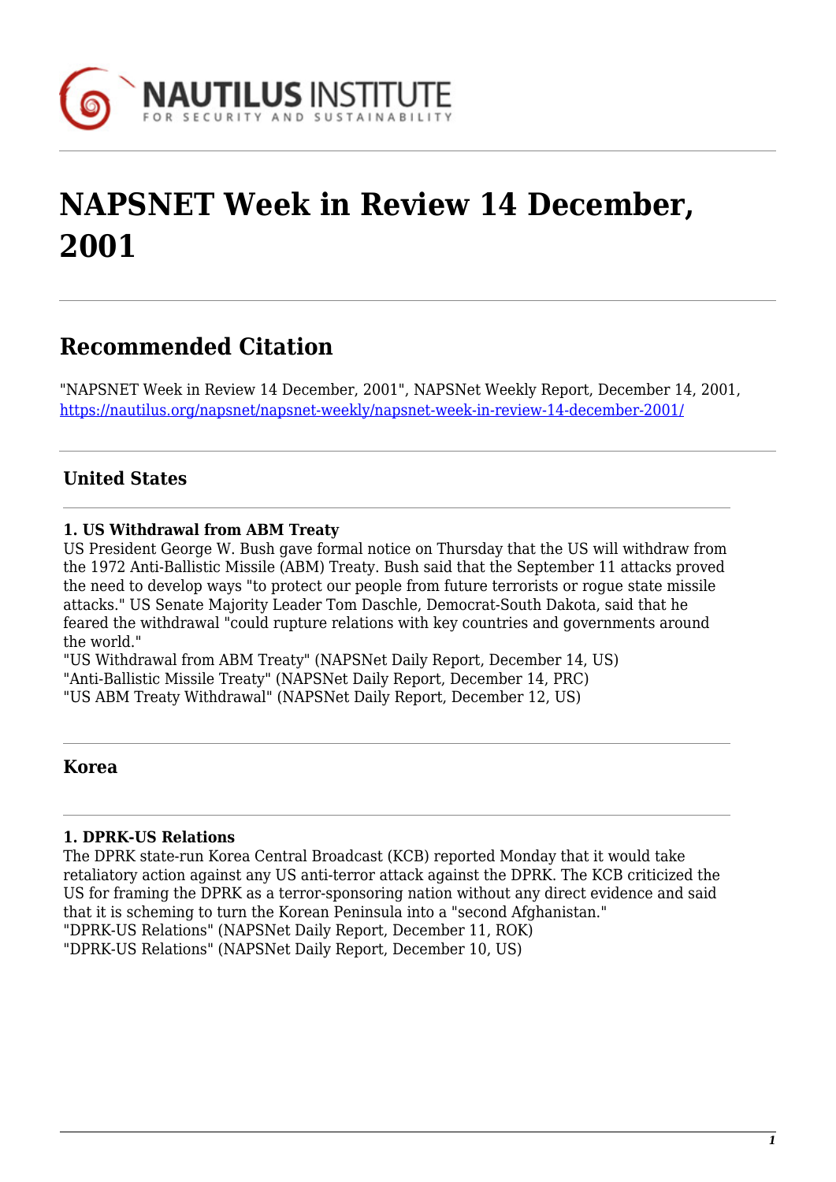# NAPSNET Week in Review 14 December, 2001

## Recommended Citation

"NAPSNET Week in Review 14 December, 2001", NAPSNet Weekly Report, December 14, 2001, https://nautilus.org/napsnet/napsnet-weekly/napsnet-week-in-review-14-december-2001/

### United States

**1. US Withdrawal from ABM Treaty**

US President George W. Bush gave formal notice on Thursday that the US will withdraw from the 1972 Anti-Ballistic Missile (ABM) Treaty. Bush said that the September 11 attacks proved the need to develop ways "to protect our people from future terrorists or rogue state missile attacks." US Senate Majority Leader Tom Daschle, Democrat-South Dakota, said that he feared the withdrawal "could rupture relations with key countries and governments around the world."

"US Withdrawal from ABM Treaty" (NAPSNet Daily Report, December 14, US)
"Anti-Ballistic Missile Treaty" (NAPSNet Daily Report, December 14, PRC)
"US ABM Treaty Withdrawal" (NAPSNet Daily Report, December 12, US)

### Korea

**1. DPRK-US Relations**

The DPRK state-run Korea Central Broadcast (KCB) reported Monday that it would take retaliatory action against any US anti-terror attack against the DPRK. The KCB criticized the US for framing the DPRK as a terror-sponsoring nation without any direct evidence and said that it is scheming to turn the Korean Peninsula into a "second Afghanistan."

"DPRK-US Relations" (NAPSNet Daily Report, December 11, ROK)
"DPRK-US Relations" (NAPSNet Daily Report, December 10, US)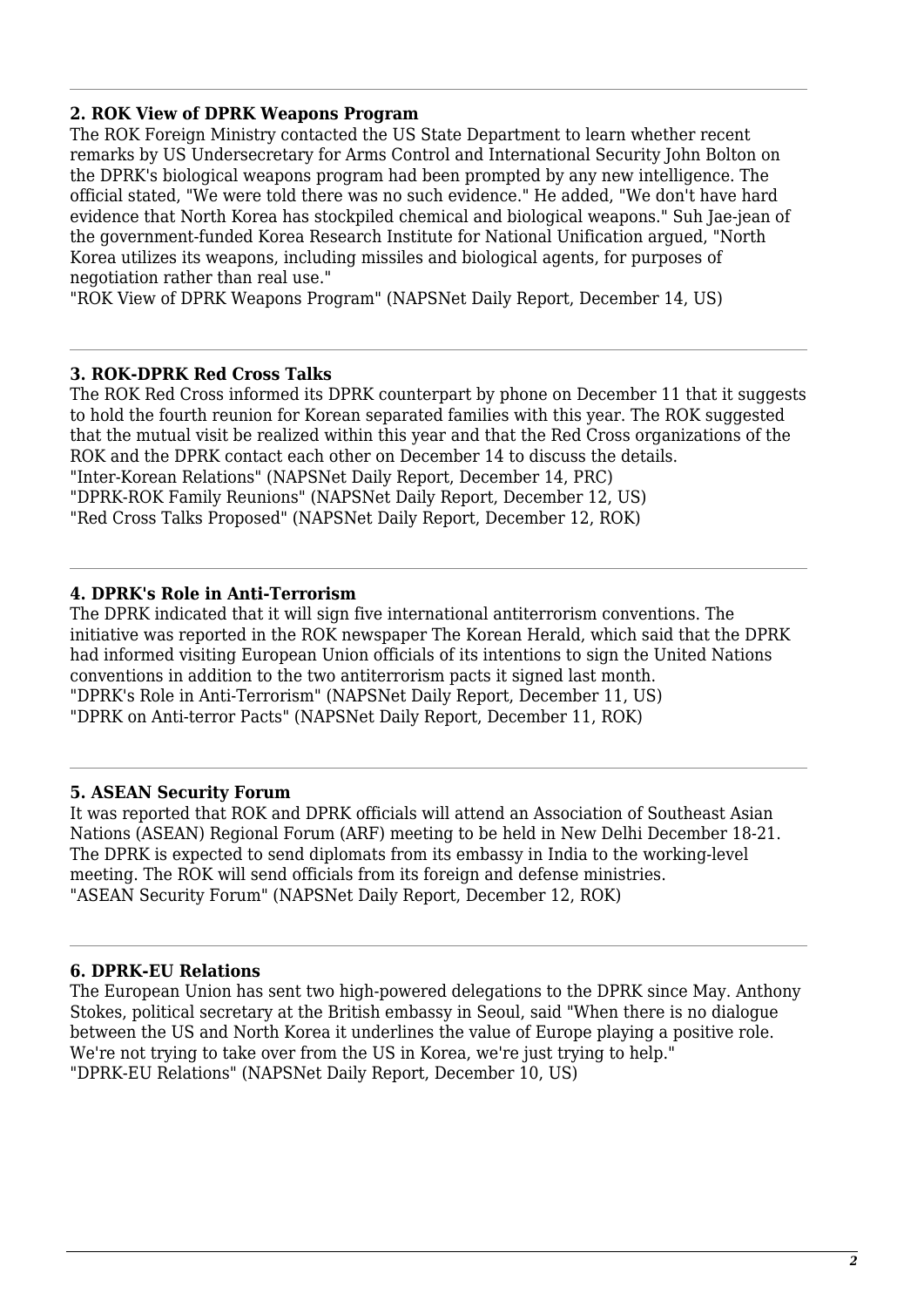### 2. ROK View of DPRK Weapons Program

The ROK Foreign Ministry contacted the US State Department to learn whether recent remarks by US Undersecretary for Arms Control and International Security John Bolton on the DPRK's biological weapons program had been prompted by any new intelligence. The official stated, "We were told there was no such evidence." He added, "We don't have hard evidence that North Korea has stockpiled chemical and biological weapons." Suh Jae-jean of the government-funded Korea Research Institute for National Unification argued, "North Korea utilizes its weapons, including missiles and biological agents, for purposes of negotiation rather than real use."

"ROK View of DPRK Weapons Program" (NAPSNet Daily Report, December 14, US)

---

### 3. ROK-DPRK Red Cross Talks

The ROK Red Cross informed its DPRK counterpart by phone on December 11 that it suggests to hold the fourth reunion for Korean separated families with this year. The ROK suggested that the mutual visit be realized within this year and that the Red Cross organizations of the ROK and the DPRK contact each other on December 14 to discuss the details.

"Inter-Korean Relations" (NAPSNet Daily Report, December 14, PRC)
"DPRK-ROK Family Reunions" (NAPSNet Daily Report, December 12, US)
"Red Cross Talks Proposed" (NAPSNet Daily Report, December 12, ROK)

---

### 4. DPRK's Role in Anti-Terrorism

The DPRK indicated that it will sign five international antiterrorism conventions. The initiative was reported in the ROK newspaper The Korean Herald, which said that the DPRK had informed visiting European Union officials of its intentions to sign the United Nations conventions in addition to the two antiterrorism pacts it signed last month.

"DPRK's Role in Anti-Terrorism" (NAPSNet Daily Report, December 11, US)
"DPRK on Anti-terror Pacts" (NAPSNet Daily Report, December 11, ROK)

---

### 5. ASEAN Security Forum

It was reported that ROK and DPRK officials will attend an Association of Southeast Asian Nations (ASEAN) Regional Forum (ARF) meeting to be held in New Delhi December 18-21. The DPRK is expected to send diplomats from its embassy in India to the working-level meeting. The ROK will send officials from its foreign and defense ministries.

"ASEAN Security Forum" (NAPSNet Daily Report, December 12, ROK)

---

### 6. DPRK-EU Relations

The European Union has sent two high-powered delegations to the DPRK since May. Anthony Stokes, political secretary at the British embassy in Seoul, said "When there is no dialogue between the US and North Korea it underlines the value of Europe playing a positive role. We're not trying to take over from the US in Korea, we're just trying to help."

"DPRK-EU Relations" (NAPSNet Daily Report, December 10, US)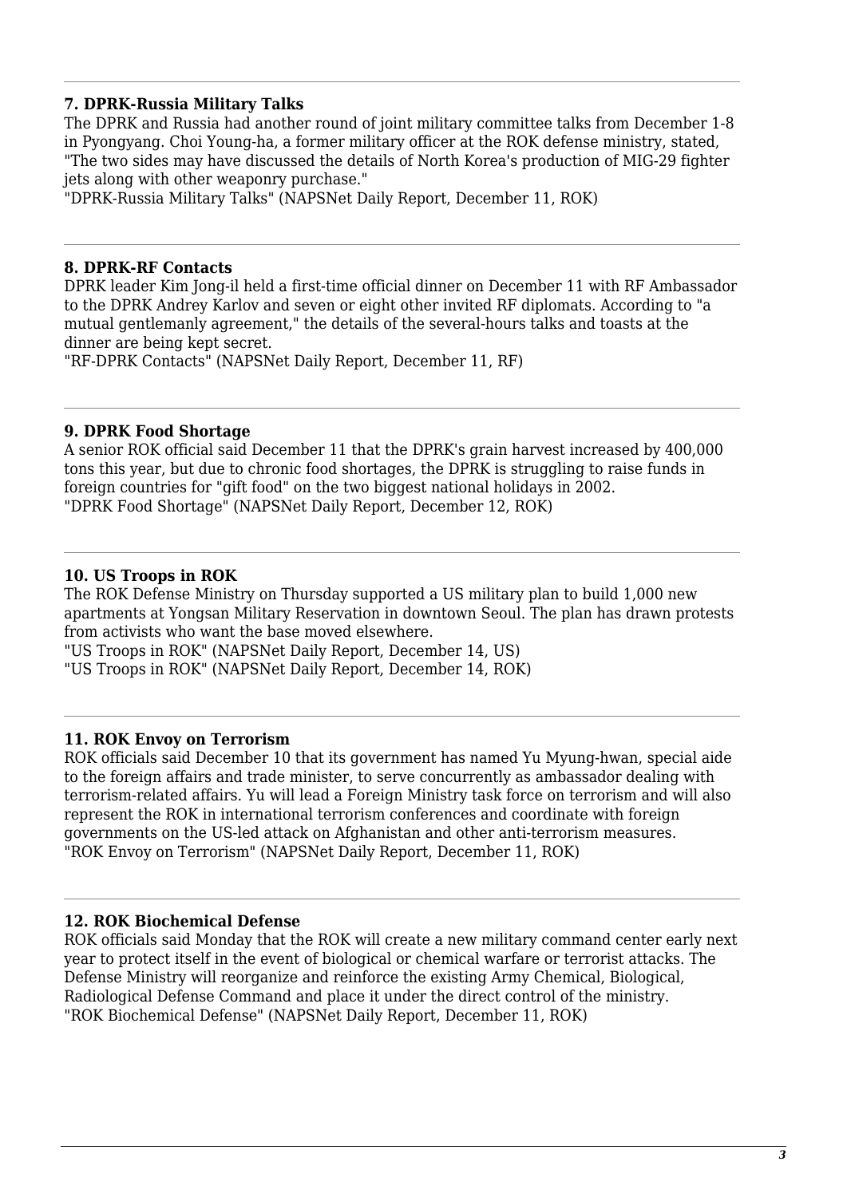### 7. DPRK-Russia Military Talks

The DPRK and Russia had another round of joint military committee talks from December 1-8 in Pyongyang. Choi Young-ha, a former military officer at the ROK defense ministry, stated, "The two sides may have discussed the details of North Korea's production of MIG-29 fighter jets along with other weaponry purchase."

"DPRK-Russia Military Talks" (NAPSNet Daily Report, December 11, ROK)

### 8. DPRK-RF Contacts

DPRK leader Kim Jong-il held a first-time official dinner on December 11 with RF Ambassador to the DPRK Andrey Karlov and seven or eight other invited RF diplomats. According to "a mutual gentlemanly agreement," the details of the several-hours talks and toasts at the dinner are being kept secret.

"RF-DPRK Contacts" (NAPSNet Daily Report, December 11, RF)

### 9. DPRK Food Shortage

A senior ROK official said December 11 that the DPRK's grain harvest increased by 400,000 tons this year, but due to chronic food shortages, the DPRK is struggling to raise funds in foreign countries for "gift food" on the two biggest national holidays in 2002.

"DPRK Food Shortage" (NAPSNet Daily Report, December 12, ROK)

### 10. US Troops in ROK

The ROK Defense Ministry on Thursday supported a US military plan to build 1,000 new apartments at Yongsan Military Reservation in downtown Seoul. The plan has drawn protests from activists who want the base moved elsewhere.

"US Troops in ROK" (NAPSNet Daily Report, December 14, US)

"US Troops in ROK" (NAPSNet Daily Report, December 14, ROK)

### 11. ROK Envoy on Terrorism

ROK officials said December 10 that its government has named Yu Myung-hwan, special aide to the foreign affairs and trade minister, to serve concurrently as ambassador dealing with terrorism-related affairs. Yu will lead a Foreign Ministry task force on terrorism and will also represent the ROK in international terrorism conferences and coordinate with foreign governments on the US-led attack on Afghanistan and other anti-terrorism measures.

"ROK Envoy on Terrorism" (NAPSNet Daily Report, December 11, ROK)

### 12. ROK Biochemical Defense

ROK officials said Monday that the ROK will create a new military command center early next year to protect itself in the event of biological or chemical warfare or terrorist attacks. The Defense Ministry will reorganize and reinforce the existing Army Chemical, Biological, Radiological Defense Command and place it under the direct control of the ministry.

"ROK Biochemical Defense" (NAPSNet Daily Report, December 11, ROK)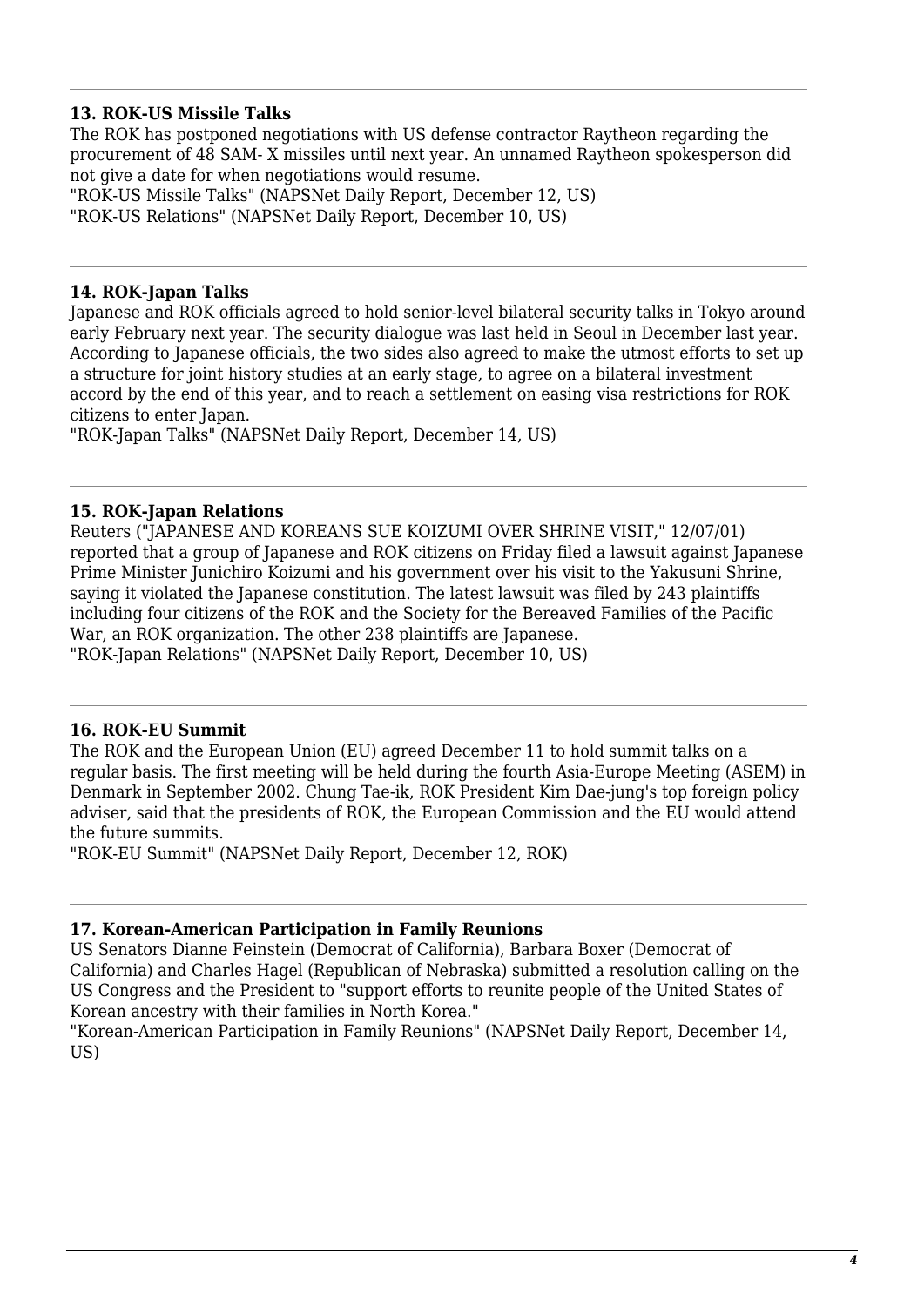---

### 13. ROK-US Missile Talks

The ROK has postponed negotiations with US defense contractor Raytheon regarding the procurement of 48 SAM- X missiles until next year. An unnamed Raytheon spokesperson did not give a date for when negotiations would resume.

"ROK-US Missile Talks" (NAPSNet Daily Report, December 12, US)
"ROK-US Relations" (NAPSNet Daily Report, December 10, US)

---

### 14. ROK-Japan Talks

Japanese and ROK officials agreed to hold senior-level bilateral security talks in Tokyo around early February next year. The security dialogue was last held in Seoul in December last year. According to Japanese officials, the two sides also agreed to make the utmost efforts to set up a structure for joint history studies at an early stage, to agree on a bilateral investment accord by the end of this year, and to reach a settlement on easing visa restrictions for ROK citizens to enter Japan.

"ROK-Japan Talks" (NAPSNet Daily Report, December 14, US)

---

### 15. ROK-Japan Relations

Reuters ("JAPANESE AND KOREANS SUE KOIZUMI OVER SHRINE VISIT," 12/07/01) reported that a group of Japanese and ROK citizens on Friday filed a lawsuit against Japanese Prime Minister Junichiro Koizumi and his government over his visit to the Yakusuni Shrine, saying it violated the Japanese constitution. The latest lawsuit was filed by 243 plaintiffs including four citizens of the ROK and the Society for the Bereaved Families of the Pacific War, an ROK organization. The other 238 plaintiffs are Japanese.

"ROK-Japan Relations" (NAPSNet Daily Report, December 10, US)

---

### 16. ROK-EU Summit

The ROK and the European Union (EU) agreed December 11 to hold summit talks on a regular basis. The first meeting will be held during the fourth Asia-Europe Meeting (ASEM) in Denmark in September 2002. Chung Tae-ik, ROK President Kim Dae-jung's top foreign policy adviser, said that the presidents of ROK, the European Commission and the EU would attend the future summits.

"ROK-EU Summit" (NAPSNet Daily Report, December 12, ROK)

---

### 17. Korean-American Participation in Family Reunions

US Senators Dianne Feinstein (Democrat of California), Barbara Boxer (Democrat of California) and Charles Hagel (Republican of Nebraska) submitted a resolution calling on the US Congress and the President to "support efforts to reunite people of the United States of Korean ancestry with their families in North Korea."

"Korean-American Participation in Family Reunions" (NAPSNet Daily Report, December 14, US)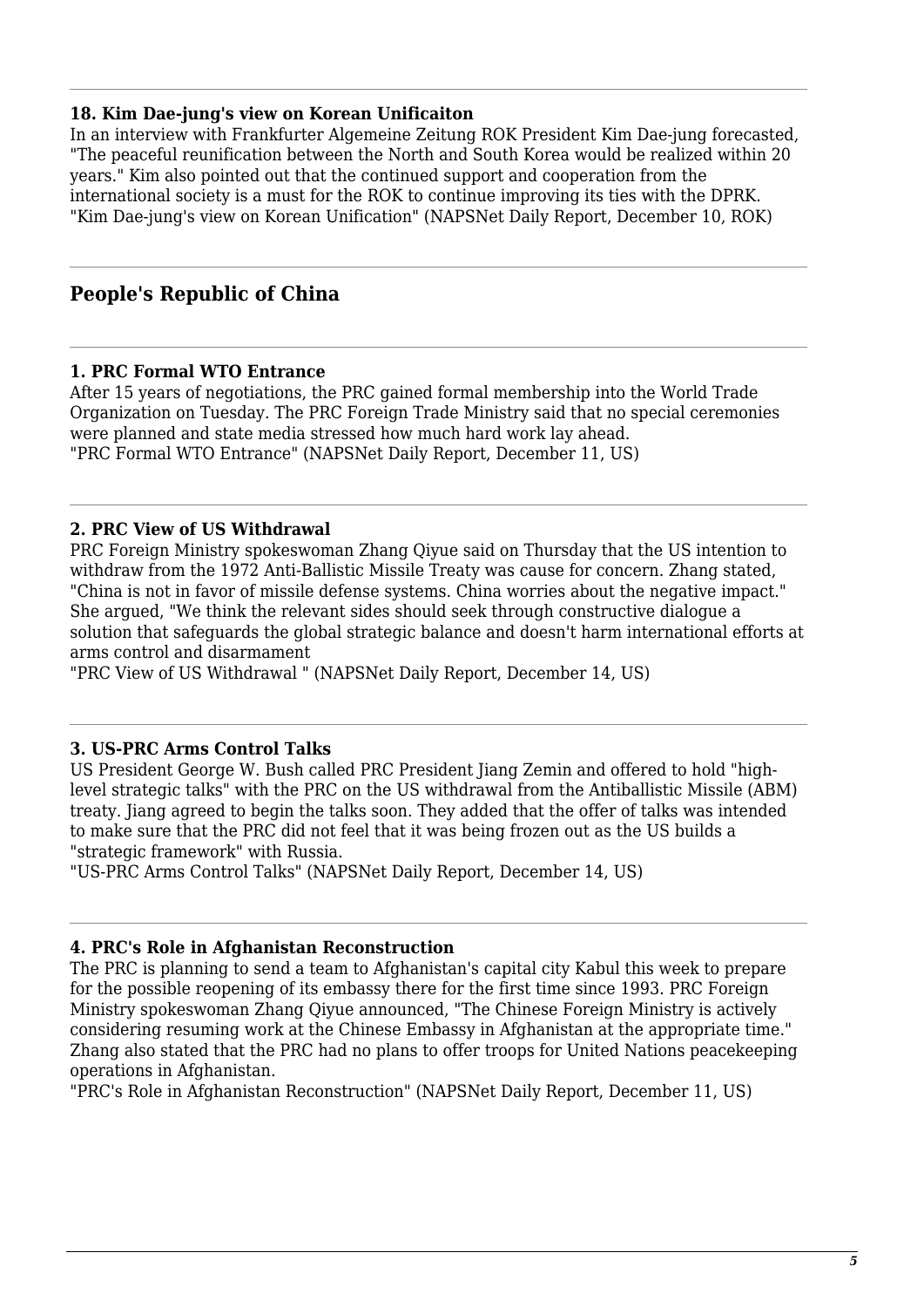#### 18. Kim Dae-jung's view on Korean Unificaiton

In an interview with Frankfurter Algemeine Zeitung ROK President Kim Dae-jung forecasted, "The peaceful reunification between the North and South Korea would be realized within 20 years." Kim also pointed out that the continued support and cooperation from the international society is a must for the ROK to continue improving its ties with the DPRK.
"Kim Dae-jung's view on Korean Unification" (NAPSNet Daily Report, December 10, ROK)

---

## People's Republic of China

---

#### 1. PRC Formal WTO Entrance

After 15 years of negotiations, the PRC gained formal membership into the World Trade Organization on Tuesday. The PRC Foreign Trade Ministry said that no special ceremonies were planned and state media stressed how much hard work lay ahead.
"PRC Formal WTO Entrance" (NAPSNet Daily Report, December 11, US)

---

#### 2. PRC View of US Withdrawal

PRC Foreign Ministry spokeswoman Zhang Qiyue said on Thursday that the US intention to withdraw from the 1972 Anti-Ballistic Missile Treaty was cause for concern. Zhang stated, "China is not in favor of missile defense systems. China worries about the negative impact." She argued, "We think the relevant sides should seek through constructive dialogue a solution that safeguards the global strategic balance and doesn't harm international efforts at arms control and disarmament
"PRC View of US Withdrawal " (NAPSNet Daily Report, December 14, US)

---

#### 3. US-PRC Arms Control Talks

US President George W. Bush called PRC President Jiang Zemin and offered to hold "high-level strategic talks" with the PRC on the US withdrawal from the Antiballistic Missile (ABM) treaty. Jiang agreed to begin the talks soon. They added that the offer of talks was intended to make sure that the PRC did not feel that it was being frozen out as the US builds a "strategic framework" with Russia.
"US-PRC Arms Control Talks" (NAPSNet Daily Report, December 14, US)

---

#### 4. PRC's Role in Afghanistan Reconstruction

The PRC is planning to send a team to Afghanistan's capital city Kabul this week to prepare for the possible reopening of its embassy there for the first time since 1993. PRC Foreign Ministry spokeswoman Zhang Qiyue announced, "The Chinese Foreign Ministry is actively considering resuming work at the Chinese Embassy in Afghanistan at the appropriate time." Zhang also stated that the PRC had no plans to offer troops for United Nations peacekeeping operations in Afghanistan.
"PRC's Role in Afghanistan Reconstruction" (NAPSNet Daily Report, December 11, US)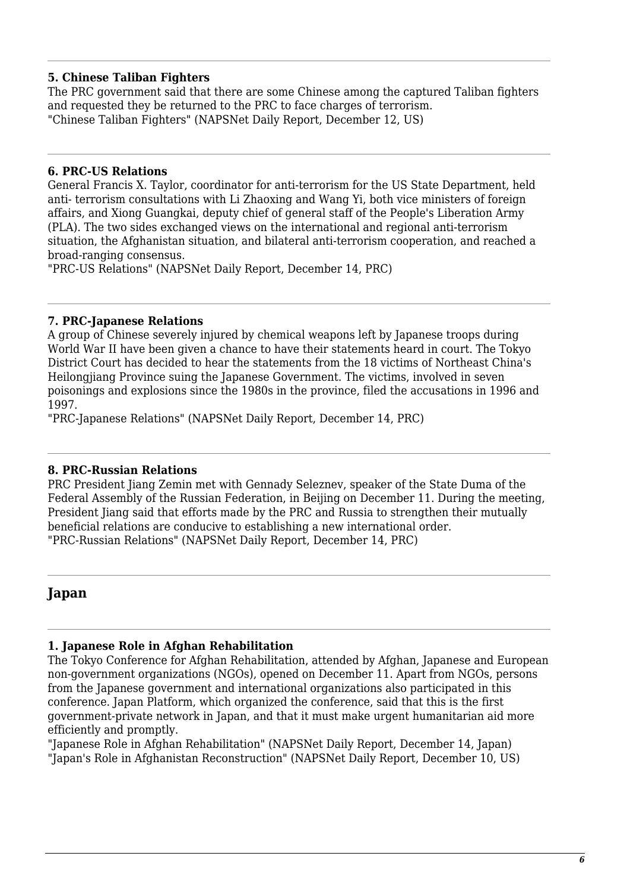### 5. Chinese Taliban Fighters

The PRC government said that there are some Chinese among the captured Taliban fighters and requested they be returned to the PRC to face charges of terrorism.
"Chinese Taliban Fighters" (NAPSNet Daily Report, December 12, US)

---

### 6. PRC-US Relations

General Francis X. Taylor, coordinator for anti-terrorism for the US State Department, held anti- terrorism consultations with Li Zhaoxing and Wang Yi, both vice ministers of foreign affairs, and Xiong Guangkai, deputy chief of general staff of the People's Liberation Army (PLA). The two sides exchanged views on the international and regional anti-terrorism situation, the Afghanistan situation, and bilateral anti-terrorism cooperation, and reached a broad-ranging consensus.
"PRC-US Relations" (NAPSNet Daily Report, December 14, PRC)

---

### 7. PRC-Japanese Relations

A group of Chinese severely injured by chemical weapons left by Japanese troops during World War II have been given a chance to have their statements heard in court. The Tokyo District Court has decided to hear the statements from the 18 victims of Northeast China's Heilongjiang Province suing the Japanese Government. The victims, involved in seven poisonings and explosions since the 1980s in the province, filed the accusations in 1996 and 1997.
"PRC-Japanese Relations" (NAPSNet Daily Report, December 14, PRC)

---

### 8. PRC-Russian Relations

PRC President Jiang Zemin met with Gennady Seleznev, speaker of the State Duma of the Federal Assembly of the Russian Federation, in Beijing on December 11. During the meeting, President Jiang said that efforts made by the PRC and Russia to strengthen their mutually beneficial relations are conducive to establishing a new international order.
"PRC-Russian Relations" (NAPSNet Daily Report, December 14, PRC)

---

## Japan

---

### 1. Japanese Role in Afghan Rehabilitation

The Tokyo Conference for Afghan Rehabilitation, attended by Afghan, Japanese and European non-government organizations (NGOs), opened on December 11. Apart from NGOs, persons from the Japanese government and international organizations also participated in this conference. Japan Platform, which organized the conference, said that this is the first government-private network in Japan, and that it must make urgent humanitarian aid more efficiently and promptly.
"Japanese Role in Afghan Rehabilitation" (NAPSNet Daily Report, December 14, Japan)
"Japan's Role in Afghanistan Reconstruction" (NAPSNet Daily Report, December 10, US)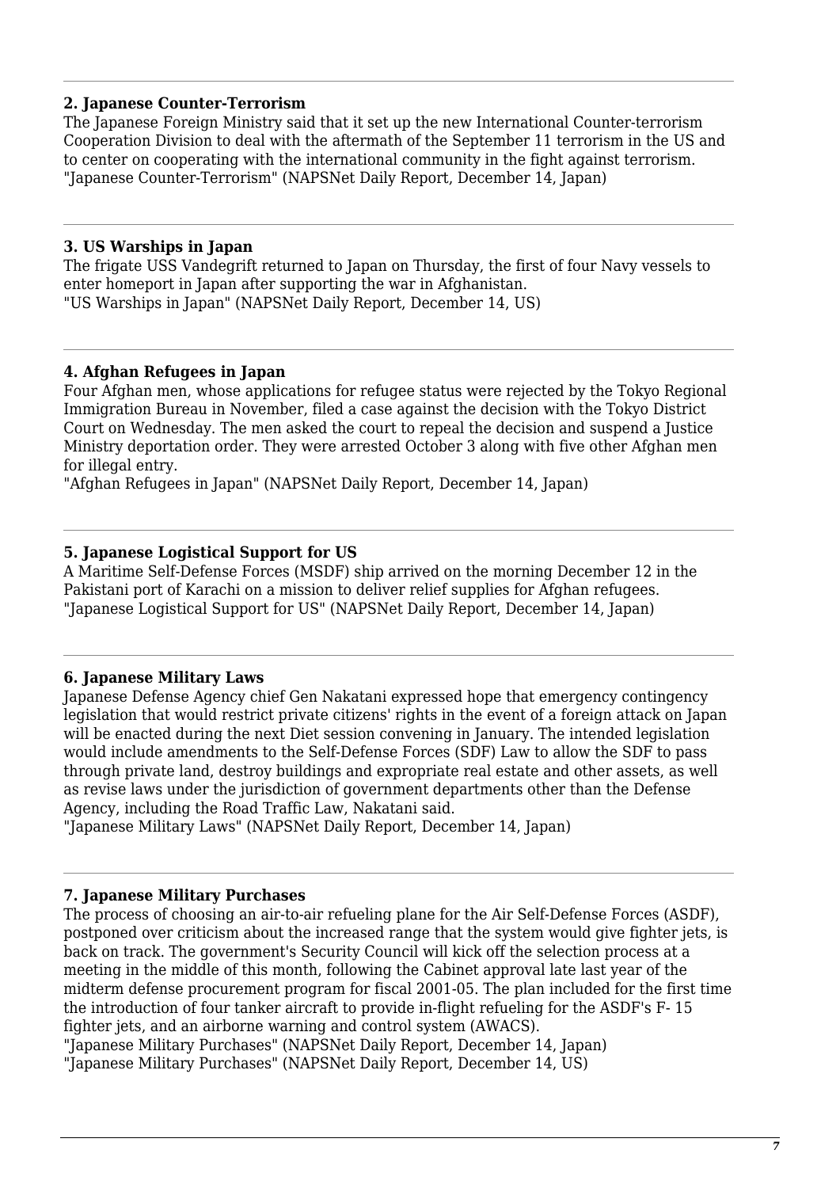---

### 2. Japanese Counter-Terrorism

The Japanese Foreign Ministry said that it set up the new International Counter-terrorism Cooperation Division to deal with the aftermath of the September 11 terrorism in the US and to center on cooperating with the international community in the fight against terrorism.
"Japanese Counter-Terrorism" (NAPSNet Daily Report, December 14, Japan)

---

### 3. US Warships in Japan

The frigate USS Vandegrift returned to Japan on Thursday, the first of four Navy vessels to enter homeport in Japan after supporting the war in Afghanistan.
"US Warships in Japan" (NAPSNet Daily Report, December 14, US)

---

### 4. Afghan Refugees in Japan

Four Afghan men, whose applications for refugee status were rejected by the Tokyo Regional Immigration Bureau in November, filed a case against the decision with the Tokyo District Court on Wednesday. The men asked the court to repeal the decision and suspend a Justice Ministry deportation order. They were arrested October 3 along with five other Afghan men for illegal entry.
"Afghan Refugees in Japan" (NAPSNet Daily Report, December 14, Japan)

---

### 5. Japanese Logistical Support for US

A Maritime Self-Defense Forces (MSDF) ship arrived on the morning December 12 in the Pakistani port of Karachi on a mission to deliver relief supplies for Afghan refugees.
"Japanese Logistical Support for US" (NAPSNet Daily Report, December 14, Japan)

---

### 6. Japanese Military Laws

Japanese Defense Agency chief Gen Nakatani expressed hope that emergency contingency legislation that would restrict private citizens' rights in the event of a foreign attack on Japan will be enacted during the next Diet session convening in January. The intended legislation would include amendments to the Self-Defense Forces (SDF) Law to allow the SDF to pass through private land, destroy buildings and expropriate real estate and other assets, as well as revise laws under the jurisdiction of government departments other than the Defense Agency, including the Road Traffic Law, Nakatani said.
"Japanese Military Laws" (NAPSNet Daily Report, December 14, Japan)

---

### 7. Japanese Military Purchases

The process of choosing an air-to-air refueling plane for the Air Self-Defense Forces (ASDF), postponed over criticism about the increased range that the system would give fighter jets, is back on track. The government's Security Council will kick off the selection process at a meeting in the middle of this month, following the Cabinet approval late last year of the midterm defense procurement program for fiscal 2001-05. The plan included for the first time the introduction of four tanker aircraft to provide in-flight refueling for the ASDF's F- 15 fighter jets, and an airborne warning and control system (AWACS).
"Japanese Military Purchases" (NAPSNet Daily Report, December 14, Japan)
"Japanese Military Purchases" (NAPSNet Daily Report, December 14, US)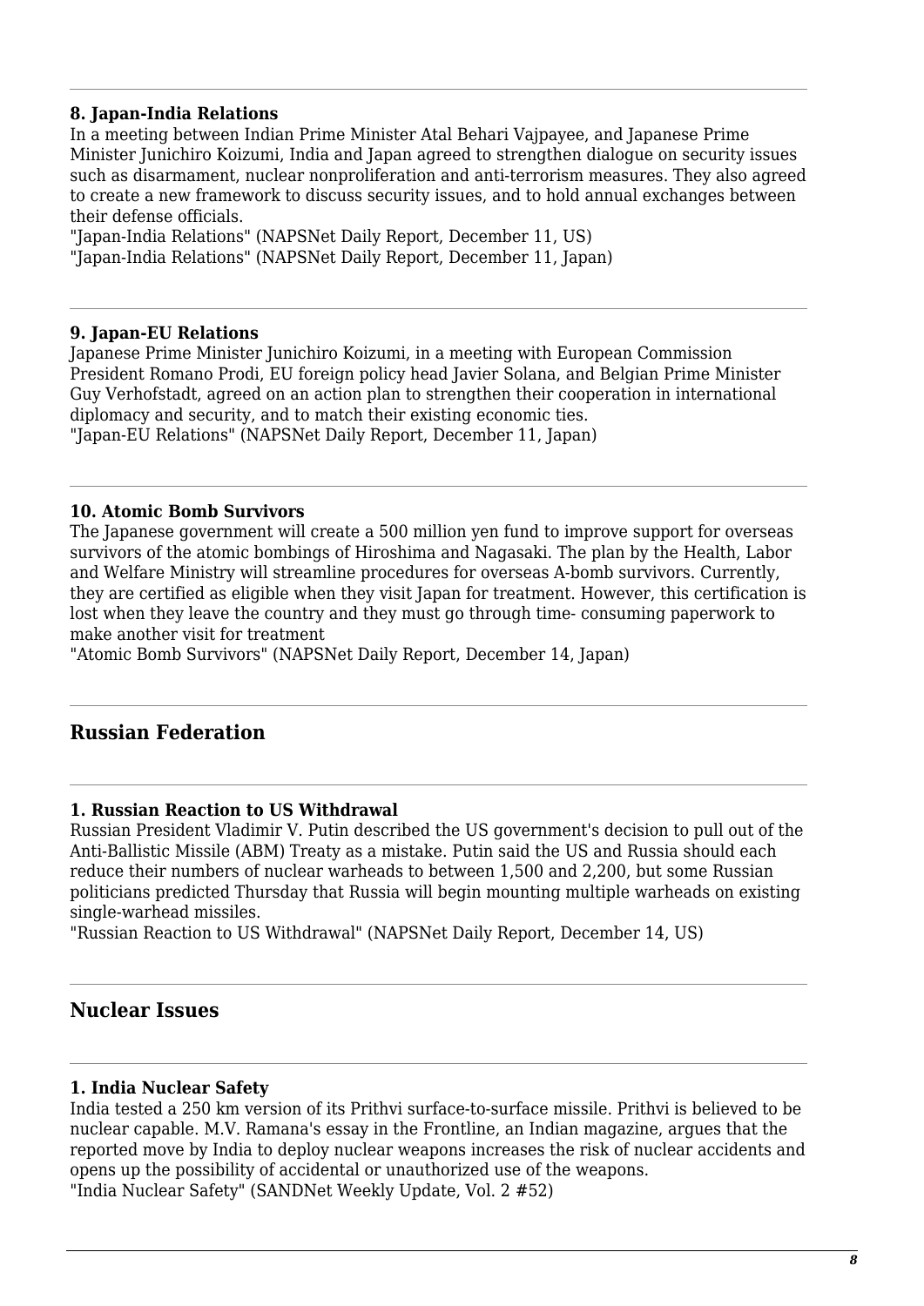#### 8. Japan-India Relations

In a meeting between Indian Prime Minister Atal Behari Vajpayee, and Japanese Prime Minister Junichiro Koizumi, India and Japan agreed to strengthen dialogue on security issues such as disarmament, nuclear nonproliferation and anti-terrorism measures. They also agreed to create a new framework to discuss security issues, and to hold annual exchanges between their defense officials.
"Japan-India Relations" (NAPSNet Daily Report, December 11, US)
"Japan-India Relations" (NAPSNet Daily Report, December 11, Japan)

#### 9. Japan-EU Relations

Japanese Prime Minister Junichiro Koizumi, in a meeting with European Commission President Romano Prodi, EU foreign policy head Javier Solana, and Belgian Prime Minister Guy Verhofstadt, agreed on an action plan to strengthen their cooperation in international diplomacy and security, and to match their existing economic ties.
"Japan-EU Relations" (NAPSNet Daily Report, December 11, Japan)

#### 10. Atomic Bomb Survivors

The Japanese government will create a 500 million yen fund to improve support for overseas survivors of the atomic bombings of Hiroshima and Nagasaki. The plan by the Health, Labor and Welfare Ministry will streamline procedures for overseas A-bomb survivors. Currently, they are certified as eligible when they visit Japan for treatment. However, this certification is lost when they leave the country and they must go through time- consuming paperwork to make another visit for treatment
"Atomic Bomb Survivors" (NAPSNet Daily Report, December 14, Japan)

## Russian Federation

#### 1. Russian Reaction to US Withdrawal

Russian President Vladimir V. Putin described the US government's decision to pull out of the Anti-Ballistic Missile (ABM) Treaty as a mistake. Putin said the US and Russia should each reduce their numbers of nuclear warheads to between 1,500 and 2,200, but some Russian politicians predicted Thursday that Russia will begin mounting multiple warheads on existing single-warhead missiles.
"Russian Reaction to US Withdrawal" (NAPSNet Daily Report, December 14, US)

## Nuclear Issues

#### 1. India Nuclear Safety

India tested a 250 km version of its Prithvi surface-to-surface missile. Prithvi is believed to be nuclear capable. M.V. Ramana's essay in the Frontline, an Indian magazine, argues that the reported move by India to deploy nuclear weapons increases the risk of nuclear accidents and opens up the possibility of accidental or unauthorized use of the weapons.
"India Nuclear Safety" (SANDNet Weekly Update, Vol. 2 #52)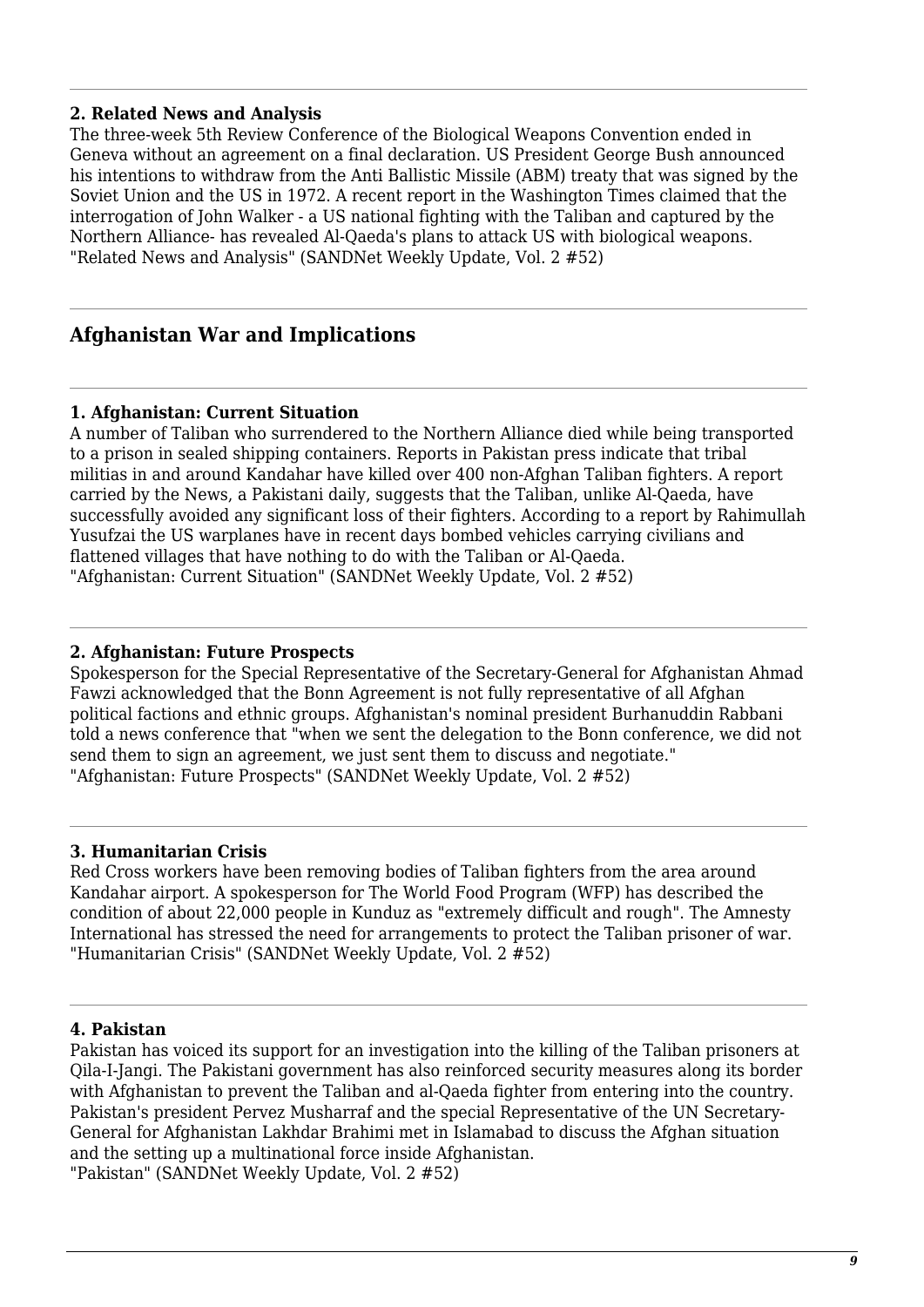### 2. Related News and Analysis

The three-week 5th Review Conference of the Biological Weapons Convention ended in Geneva without an agreement on a final declaration. US President George Bush announced his intentions to withdraw from the Anti Ballistic Missile (ABM) treaty that was signed by the Soviet Union and the US in 1972. A recent report in the Washington Times claimed that the interrogation of John Walker - a US national fighting with the Taliban and captured by the Northern Alliance- has revealed Al-Qaeda's plans to attack US with biological weapons.
"Related News and Analysis" (SANDNet Weekly Update, Vol. 2 #52)

## Afghanistan War and Implications

### 1. Afghanistan: Current Situation

A number of Taliban who surrendered to the Northern Alliance died while being transported to a prison in sealed shipping containers. Reports in Pakistan press indicate that tribal militias in and around Kandahar have killed over 400 non-Afghan Taliban fighters. A report carried by the News, a Pakistani daily, suggests that the Taliban, unlike Al-Qaeda, have successfully avoided any significant loss of their fighters. According to a report by Rahimullah Yusufzai the US warplanes have in recent days bombed vehicles carrying civilians and flattened villages that have nothing to do with the Taliban or Al-Qaeda.
"Afghanistan: Current Situation" (SANDNet Weekly Update, Vol. 2 #52)

### 2. Afghanistan: Future Prospects

Spokesperson for the Special Representative of the Secretary-General for Afghanistan Ahmad Fawzi acknowledged that the Bonn Agreement is not fully representative of all Afghan political factions and ethnic groups. Afghanistan's nominal president Burhanuddin Rabbani told a news conference that "when we sent the delegation to the Bonn conference, we did not send them to sign an agreement, we just sent them to discuss and negotiate."
"Afghanistan: Future Prospects" (SANDNet Weekly Update, Vol. 2 #52)

### 3. Humanitarian Crisis

Red Cross workers have been removing bodies of Taliban fighters from the area around Kandahar airport. A spokesperson for The World Food Program (WFP) has described the condition of about 22,000 people in Kunduz as "extremely difficult and rough". The Amnesty International has stressed the need for arrangements to protect the Taliban prisoner of war.
"Humanitarian Crisis" (SANDNet Weekly Update, Vol. 2 #52)

### 4. Pakistan

Pakistan has voiced its support for an investigation into the killing of the Taliban prisoners at Qila-I-Jangi. The Pakistani government has also reinforced security measures along its border with Afghanistan to prevent the Taliban and al-Qaeda fighter from entering into the country. Pakistan's president Pervez Musharraf and the special Representative of the UN Secretary-General for Afghanistan Lakhdar Brahimi met in Islamabad to discuss the Afghan situation and the setting up a multinational force inside Afghanistan.
"Pakistan" (SANDNet Weekly Update, Vol. 2 #52)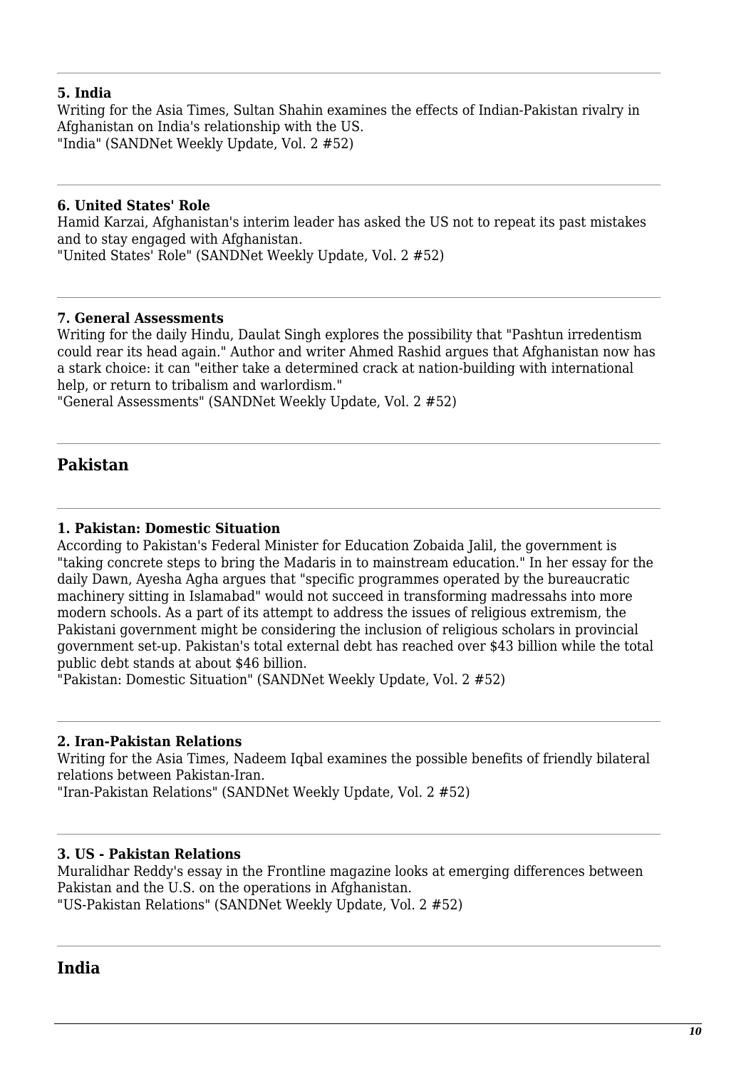---

**5. India**
Writing for the Asia Times, Sultan Shahin examines the effects of Indian-Pakistan rivalry in Afghanistan on India's relationship with the US.
"India" (SANDNet Weekly Update, Vol. 2 #52)

---

**6. United States' Role**
Hamid Karzai, Afghanistan's interim leader has asked the US not to repeat its past mistakes and to stay engaged with Afghanistan.
"United States' Role" (SANDNet Weekly Update, Vol. 2 #52)

---

**7. General Assessments**
Writing for the daily Hindu, Daulat Singh explores the possibility that "Pashtun irredentism could rear its head again." Author and writer Ahmed Rashid argues that Afghanistan now has a stark choice: it can "either take a determined crack at nation-building with international help, or return to tribalism and warlordism."
"General Assessments" (SANDNet Weekly Update, Vol. 2 #52)

---

## Pakistan

---

**1. Pakistan: Domestic Situation**
According to Pakistan's Federal Minister for Education Zobaida Jalil, the government is "taking concrete steps to bring the Madaris in to mainstream education." In her essay for the daily Dawn, Ayesha Agha argues that "specific programmes operated by the bureaucratic machinery sitting in Islamabad" would not succeed in transforming madressahs into more modern schools. As a part of its attempt to address the issues of religious extremism, the Pakistani government might be considering the inclusion of religious scholars in provincial government set-up. Pakistan's total external debt has reached over $43 billion while the total public debt stands at about $46 billion.
"Pakistan: Domestic Situation" (SANDNet Weekly Update, Vol. 2 #52)

---

**2. Iran-Pakistan Relations**
Writing for the Asia Times, Nadeem Iqbal examines the possible benefits of friendly bilateral relations between Pakistan-Iran.
"Iran-Pakistan Relations" (SANDNet Weekly Update, Vol. 2 #52)

---

**3. US - Pakistan Relations**
Muralidhar Reddy's essay in the Frontline magazine looks at emerging differences between Pakistan and the U.S. on the operations in Afghanistan.
"US-Pakistan Relations" (SANDNet Weekly Update, Vol. 2 #52)

---

## India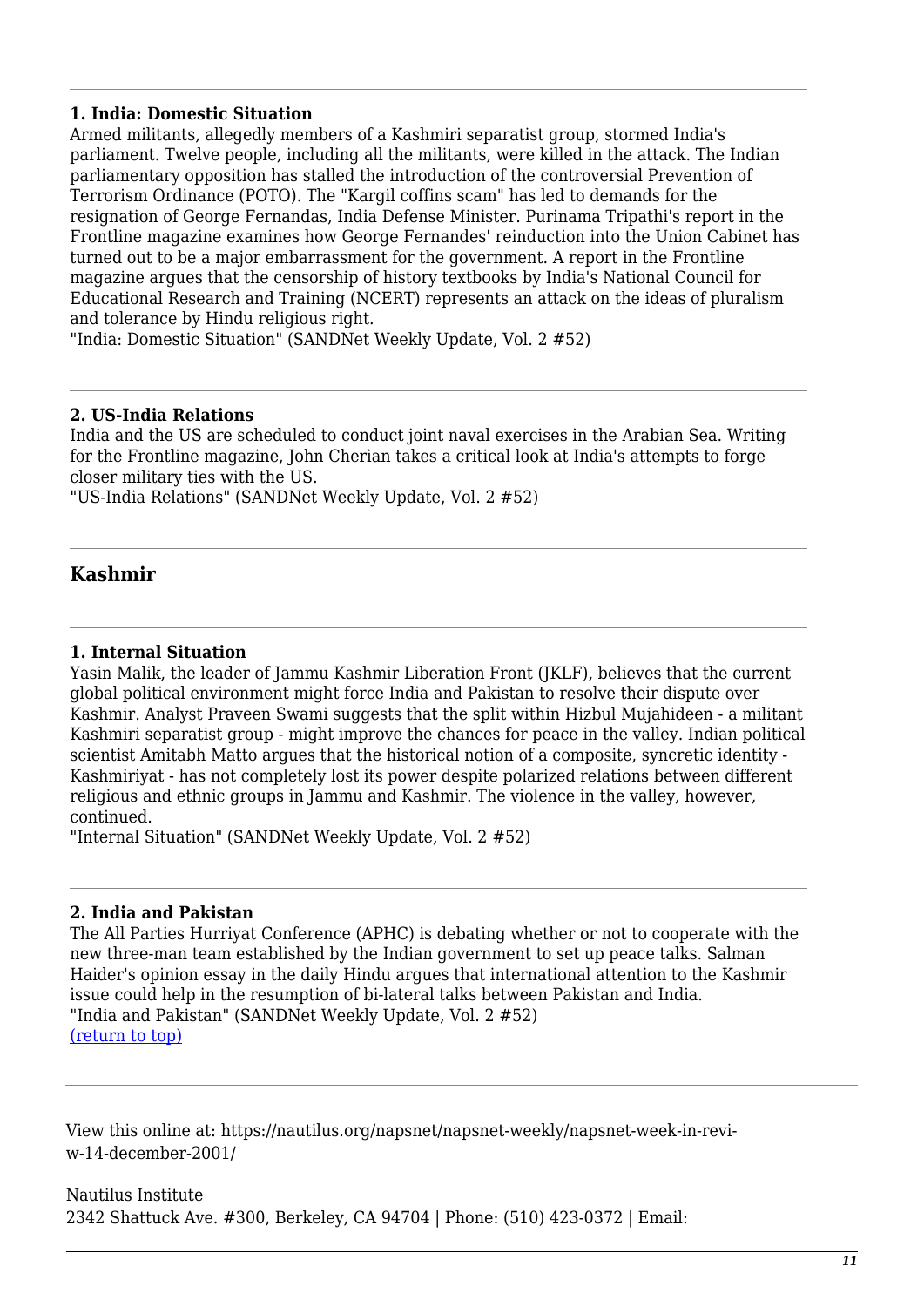**1. India: Domestic Situation**

Armed militants, allegedly members of a Kashmiri separatist group, stormed India's parliament. Twelve people, including all the militants, were killed in the attack. The Indian parliamentary opposition has stalled the introduction of the controversial Prevention of Terrorism Ordinance (POTO). The "Kargil coffins scam" has led to demands for the resignation of George Fernandas, India Defense Minister. Purinama Tripathi's report in the Frontline magazine examines how George Fernandes' reinduction into the Union Cabinet has turned out to be a major embarrassment for the government. A report in the Frontline magazine argues that the censorship of history textbooks by India's National Council for Educational Research and Training (NCERT) represents an attack on the ideas of pluralism and tolerance by Hindu religious right.

"India: Domestic Situation" (SANDNet Weekly Update, Vol. 2 #52)

---

**2. US-India Relations**

India and the US are scheduled to conduct joint naval exercises in the Arabian Sea. Writing for the Frontline magazine, John Cherian takes a critical look at India's attempts to forge closer military ties with the US.

"US-India Relations" (SANDNet Weekly Update, Vol. 2 #52)

---

## Kashmir

---

**1. Internal Situation**

Yasin Malik, the leader of Jammu Kashmir Liberation Front (JKLF), believes that the current global political environment might force India and Pakistan to resolve their dispute over Kashmir. Analyst Praveen Swami suggests that the split within Hizbul Mujahideen - a militant Kashmiri separatist group - might improve the chances for peace in the valley. Indian political scientist Amitabh Matto argues that the historical notion of a composite, syncretic identity - Kashmiriyat - has not completely lost its power despite polarized relations between different religious and ethnic groups in Jammu and Kashmir. The violence in the valley, however, continued.

"Internal Situation" (SANDNet Weekly Update, Vol. 2 #52)

---

**2. India and Pakistan**

The All Parties Hurriyat Conference (APHC) is debating whether or not to cooperate with the new three-man team established by the Indian government to set up peace talks. Salman Haider's opinion essay in the daily Hindu argues that international attention to the Kashmir issue could help in the resumption of bi-lateral talks between Pakistan and India.

"India and Pakistan" (SANDNet Weekly Update, Vol. 2 #52)

(return to top)

---

View this online at: https://nautilus.org/napsnet/napsnet-weekly/napsnet-week-in-review-14-december-2001/

Nautilus Institute
2342 Shattuck Ave. #300, Berkeley, CA 94704 | Phone: (510) 423-0372 | Email: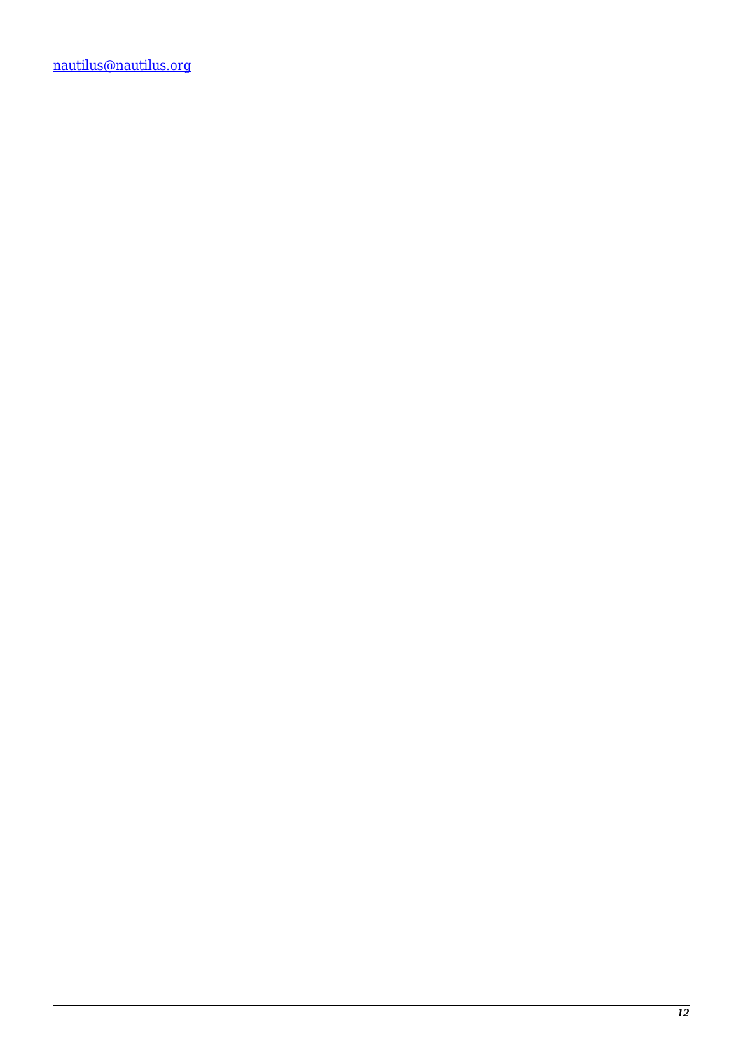[nautilus@nautilus.org](mailto:nautilus@nautilus.org)